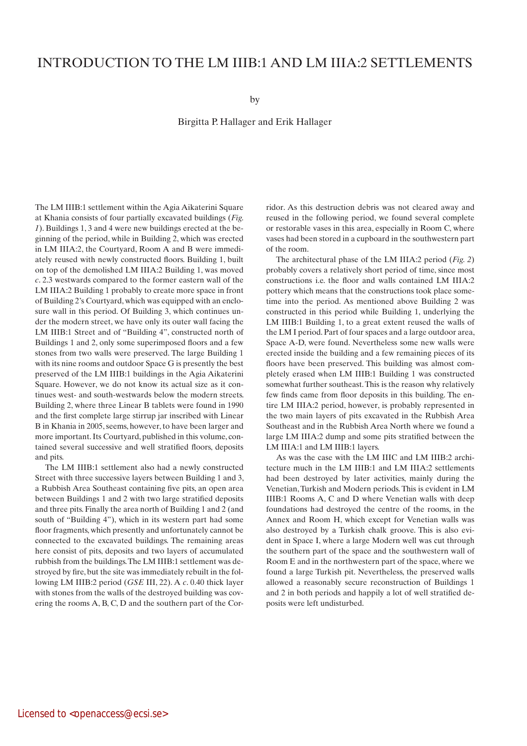# INTRODUCTION TO THE LM IIIB:1 AND LM IIIA:2 SETTLEMENTS

by

Birgitta P. Hallager and Erik Hallager

The LM IIIB:1 settlement within the Agia Aikaterini Square at Khania consists of four partially excavated buildings (*Fig. 1*). Buildings 1, 3 and 4 were new buildings erected at the beginning of the period, while in Building 2, which was erected in LM IIIA:2, the Courtyard, Room A and B were immediately reused with newly constructed floors. Building 1, built on top of the demolished LM IIIA:2 Building 1, was moved *c*. 2.3 westwards compared to the former eastern wall of the LM IIIA:2 Building 1 probably to create more space in front of Building 2's Courtyard, which was equipped with an enclosure wall in this period. Of Building 3, which continues under the modern street, we have only its outer wall facing the LM IIIB:1 Street and of "Building 4", constructed north of Buildings 1 and 2, only some superimposed floors and a few stones from two walls were preserved. The large Building 1 with its nine rooms and outdoor Space G is presently the best preserved of the LM IIIB:1 buildings in the Agia Aikaterini Square. However, we do not know its actual size as it continues west- and south-westwards below the modern streets. Building 2, where three Linear B tablets were found in 1990 and the first complete large stirrup jar inscribed with Linear B in Khania in 2005, seems, however, to have been larger and more important. Its Courtyard, published in this volume, contained several successive and well stratified floors, deposits and pits.

The LM IIIB:1 settlement also had a newly constructed Street with three successive layers between Building 1 and 3, a Rubbish Area Southeast containing five pits, an open area between Buildings 1 and 2 with two large stratified deposits and three pits. Finally the area north of Building 1 and 2 (and south of "Building 4"), which in its western part had some floor fragments, which presently and unfortunately cannot be connected to the excavated buildings. The remaining areas here consist of pits, deposits and two layers of accumulated rubbish from the buildings. The LM IIIB:1 settlement was destroyed by fire, but the site was immediately rebuilt in the following LM IIIB:2 period (*GSE* III, 22). A *c*. 0.40 thick layer with stones from the walls of the destroyed building was covering the rooms A, B, C, D and the southern part of the Corridor. As this destruction debris was not cleared away and reused in the following period, we found several complete or restorable vases in this area, especially in Room C, where vases had been stored in a cupboard in the southwestern part of the room.

The architectural phase of the LM IIIA:2 period (*Fig. 2*) probably covers a relatively short period of time, since most constructions i.e. the floor and walls contained LM IIIA:2 pottery which means that the constructions took place sometime into the period. As mentioned above Building 2 was constructed in this period while Building 1, underlying the LM IIIB:1 Building 1, to a great extent reused the walls of the LM I period. Part of four spaces and a large outdoor area, Space A-D, were found. Nevertheless some new walls were erected inside the building and a few remaining pieces of its floors have been preserved. This building was almost completely erased when LM IIIB:1 Building 1 was constructed somewhat further southeast. This is the reason why relatively few finds came from floor deposits in this building. The entire LM IIIA:2 period, however, is probably represented in the two main layers of pits excavated in the Rubbish Area Southeast and in the Rubbish Area North where we found a large LM IIIA:2 dump and some pits stratified between the LM IIIA:1 and LM IIIB:1 layers.

As was the case with the LM IIIC and LM IIIB:2 architecture much in the LM IIIB:1 and LM IIIA:2 settlements had been destroyed by later activities, mainly during the Venetian, Turkish and Modern periods. This is evident in LM IIIB:1 Rooms A, C and D where Venetian walls with deep foundations had destroyed the centre of the rooms, in the Annex and Room H, which except for Venetian walls was also destroyed by a Turkish chalk groove. This is also evident in Space I, where a large Modern well was cut through the southern part of the space and the southwestern wall of Room E and in the northwestern part of the space, where we found a large Turkish pit. Nevertheless, the preserved walls allowed a reasonably secure reconstruction of Buildings 1 and 2 in both periods and happily a lot of well stratified deposits were left undisturbed.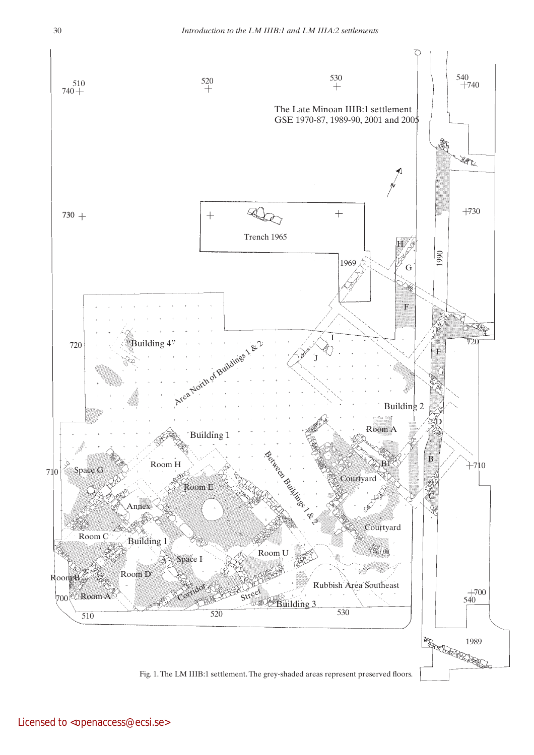Fig. 1. The LM IIIB:1 settlement. The grey-shaded areas represent preserved floors.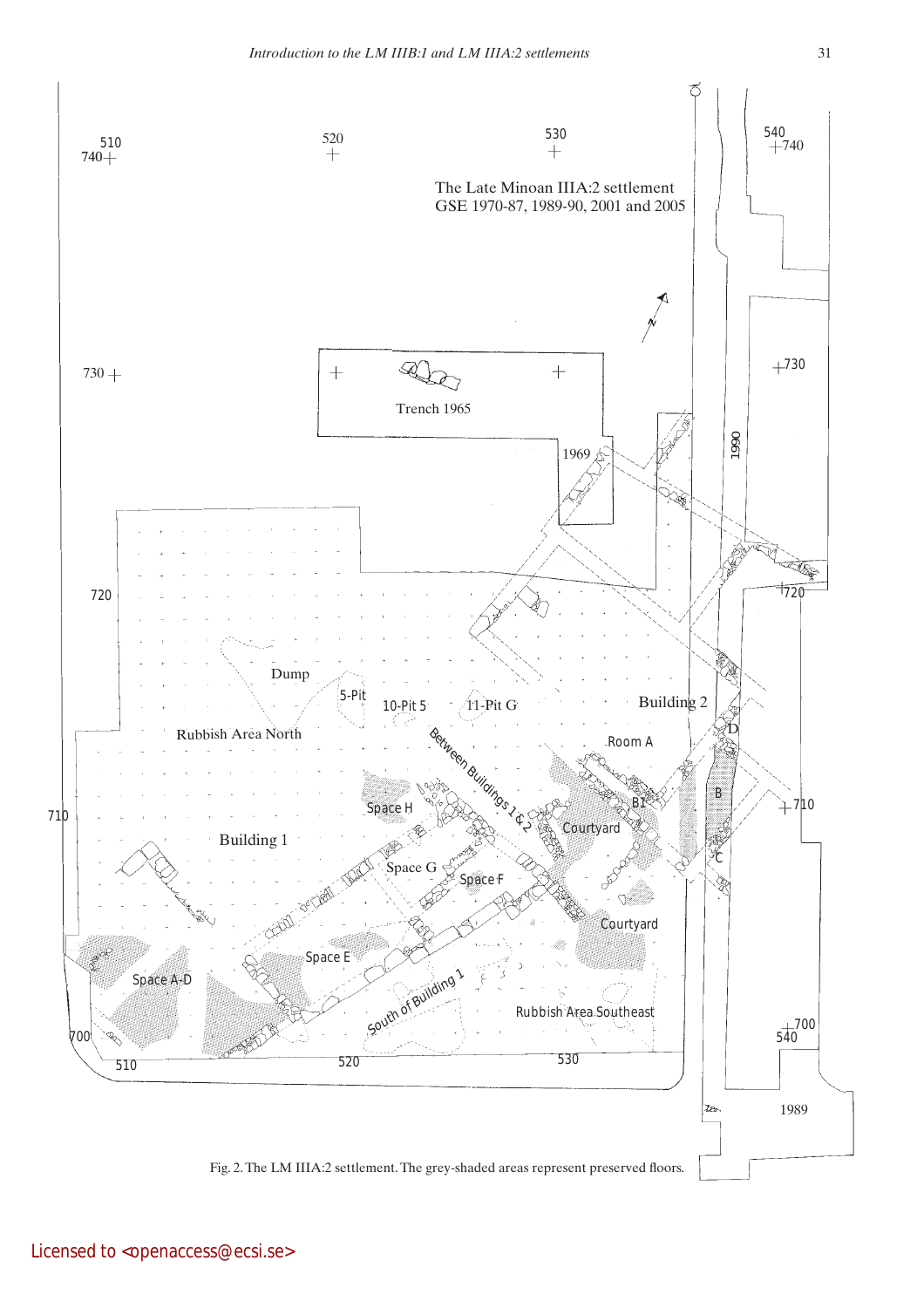The Late Minoan IIIA:2 settlement
GSE 1970-87, 1989-90, 2001 and 2005

510
740

520

530

540
740

730

730

Trench 1965

1969

1990

720

720

Dump

5-Pit

10-Pit 5

11-Pit G

Building 2

Rubbish Area North

Room A

D

Between Buildings 1 & 2

Space H

B1

B

Courtyard

710

710

Building 1

C

Space G

Space F

Courtyard

Space E

Space A-D

South of Building 1

Rubbish Area Southeast

700

700
540

510

520

530

1989

Fig. 2. The LM IIIA:2 settlement. The grey-shaded areas represent preserved floors.